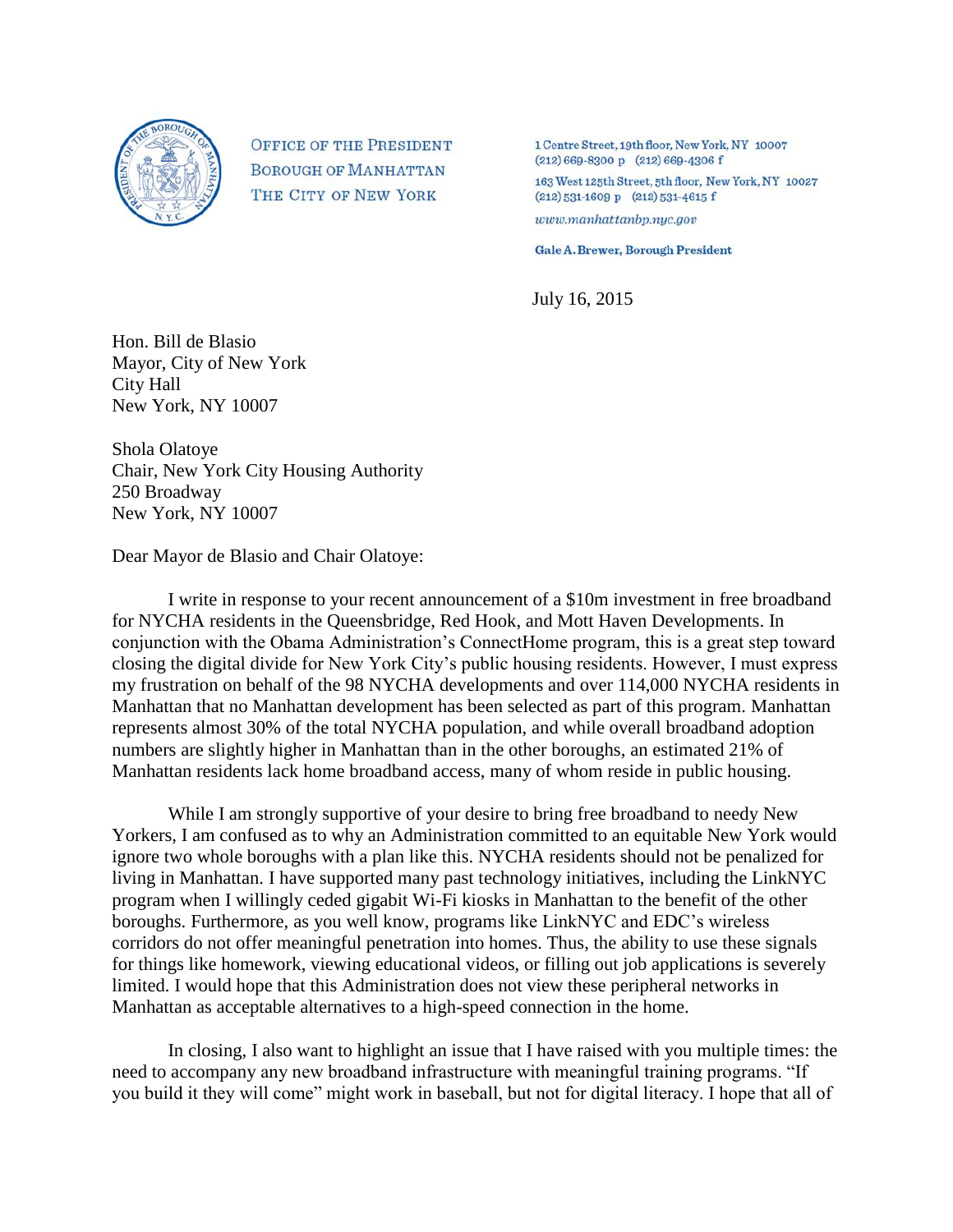OFFICE OF THE PRESIDENT
BOROUGH OF MANHATTAN
THE CITY OF NEW YORK

1 Centre Street, 19th floor, New York, NY 10007
(212) 669-8300 p (212) 669-4306 f

163 West 125th Street, 5th floor, New York, NY 10027
(212) 531-1609 p (212) 531-4615 f

*www.manhattanbp.nyc.gov*

**Gale A. Brewer, Borough President**

July 16, 2015

Hon. Bill de Blasio
Mayor, City of New York
City Hall
New York, NY 10007

Shola Olatoye
Chair, New York City Housing Authority
250 Broadway
New York, NY 10007

Dear Mayor de Blasio and Chair Olatoye:

I write in response to your recent announcement of a $10m investment in free broadband for NYCHA residents in the Queensbridge, Red Hook, and Mott Haven Developments. In conjunction with the Obama Administration's ConnectHome program, this is a great step toward closing the digital divide for New York City's public housing residents. However, I must express my frustration on behalf of the 98 NYCHA developments and over 114,000 NYCHA residents in Manhattan that no Manhattan development has been selected as part of this program. Manhattan represents almost 30% of the total NYCHA population, and while overall broadband adoption numbers are slightly higher in Manhattan than in the other boroughs, an estimated 21% of Manhattan residents lack home broadband access, many of whom reside in public housing.

While I am strongly supportive of your desire to bring free broadband to needy New Yorkers, I am confused as to why an Administration committed to an equitable New York would ignore two whole boroughs with a plan like this. NYCHA residents should not be penalized for living in Manhattan. I have supported many past technology initiatives, including the LinkNYC program when I willingly ceded gigabit Wi-Fi kiosks in Manhattan to the benefit of the other boroughs. Furthermore, as you well know, programs like LinkNYC and EDC's wireless corridors do not offer meaningful penetration into homes. Thus, the ability to use these signals for things like homework, viewing educational videos, or filling out job applications is severely limited. I would hope that this Administration does not view these peripheral networks in Manhattan as acceptable alternatives to a high-speed connection in the home.

In closing, I also want to highlight an issue that I have raised with you multiple times: the need to accompany any new broadband infrastructure with meaningful training programs. "If you build it they will come" might work in baseball, but not for digital literacy. I hope that all of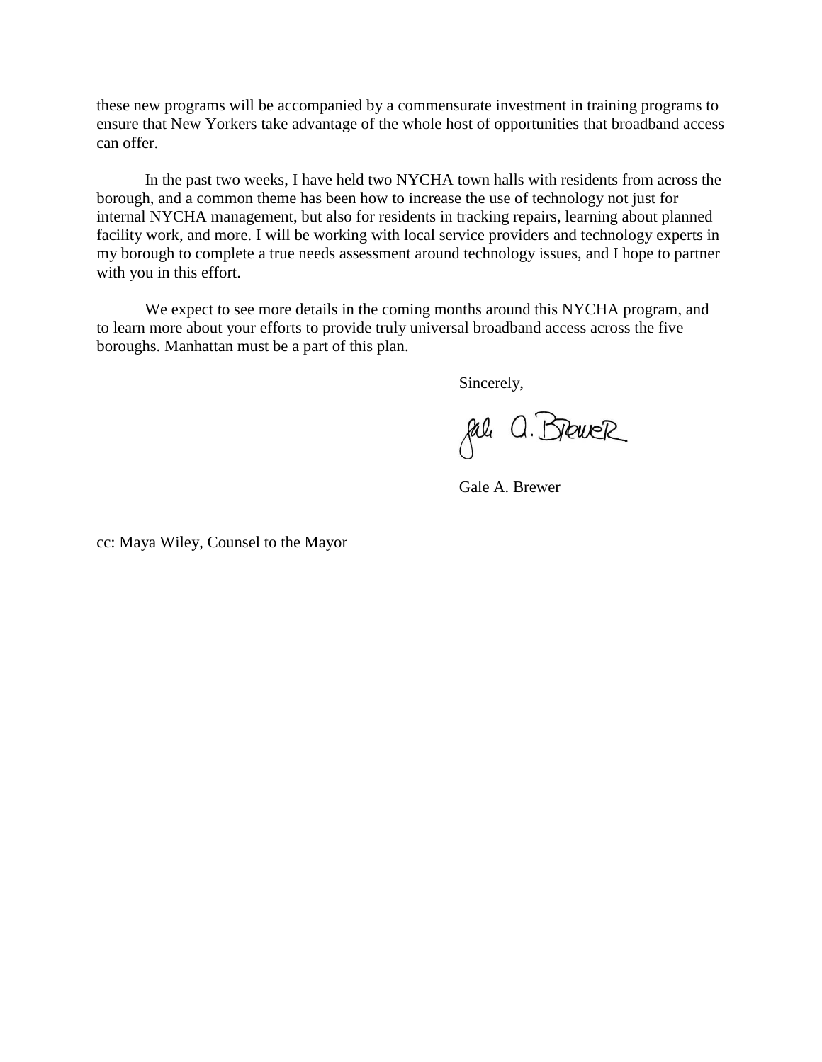these new programs will be accompanied by a commensurate investment in training programs to ensure that New Yorkers take advantage of the whole host of opportunities that broadband access can offer.

In the past two weeks, I have held two NYCHA town halls with residents from across the borough, and a common theme has been how to increase the use of technology not just for internal NYCHA management, but also for residents in tracking repairs, learning about planned facility work, and more. I will be working with local service providers and technology experts in my borough to complete a true needs assessment around technology issues, and I hope to partner with you in this effort.

We expect to see more details in the coming months around this NYCHA program, and to learn more about your efforts to provide truly universal broadband access across the five boroughs. Manhattan must be a part of this plan.

Sincerely,

Gale A. Brewer

Gale A. Brewer

cc: Maya Wiley, Counsel to the Mayor